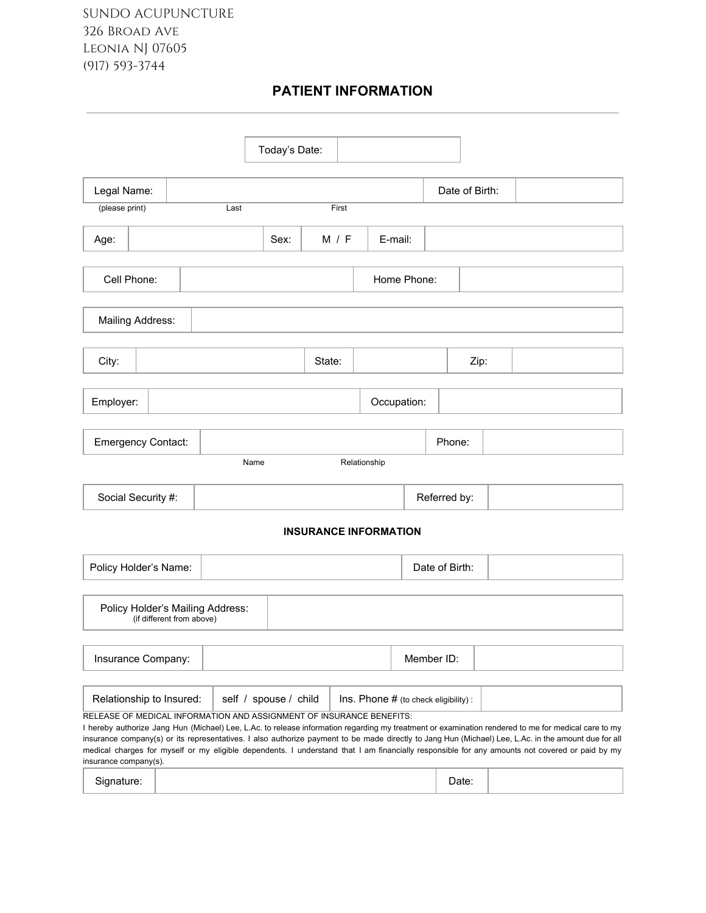SUNDO ACUPUNCTURE
326 BROAD AVE
LEONIA NJ 07605
(917) 593-3744

# PATIENT INFORMATION

| Today's Date: | |
|---|---|

| Legal Name: (please print) | Last / First | Date of Birth: | |
|---|---|---|---|

| Age: | | Sex: | M / F | E-mail: | |
|---|---|---|---|---|---|

| Cell Phone: | | Home Phone: | |
|---|---|---|---|

| Mailing Address: | |
|---|---|

| City: | | State: | | Zip: | |
|---|---|---|---|---|---|

| Employer: | | Occupation: | |
|---|---|---|---|

| Emergency Contact: | Name / Relationship | Phone: | |
|---|---|---|---|

| Social Security #: | | Referred by: | |
|---|---|---|---|

### INSURANCE INFORMATION

| Policy Holder's Name: | | Date of Birth: | |
|---|---|---|---|

| Policy Holder's Mailing Address: (if different from above) | |
|---|---|

| Insurance Company: | | Member ID: | |
|---|---|---|---|

| Relationship to Insured: | self / spouse / child | Ins. Phone # (to check eligibility) : | |
|---|---|---|---|

RELEASE OF MEDICAL INFORMATION AND ASSIGNMENT OF INSURANCE BENEFITS:

I hereby authorize Jang Hun (Michael) Lee, L.Ac. to release information regarding my treatment or examination rendered to me for medical care to my insurance company(s) or its representatives. I also authorize payment to be made directly to Jang Hun (Michael) Lee, L.Ac. in the amount due for all medical charges for myself or my eligible dependents. I understand that I am financially responsible for any amounts not covered or paid by my insurance company(s).

| Signature: | | Date: | |
|---|---|---|---|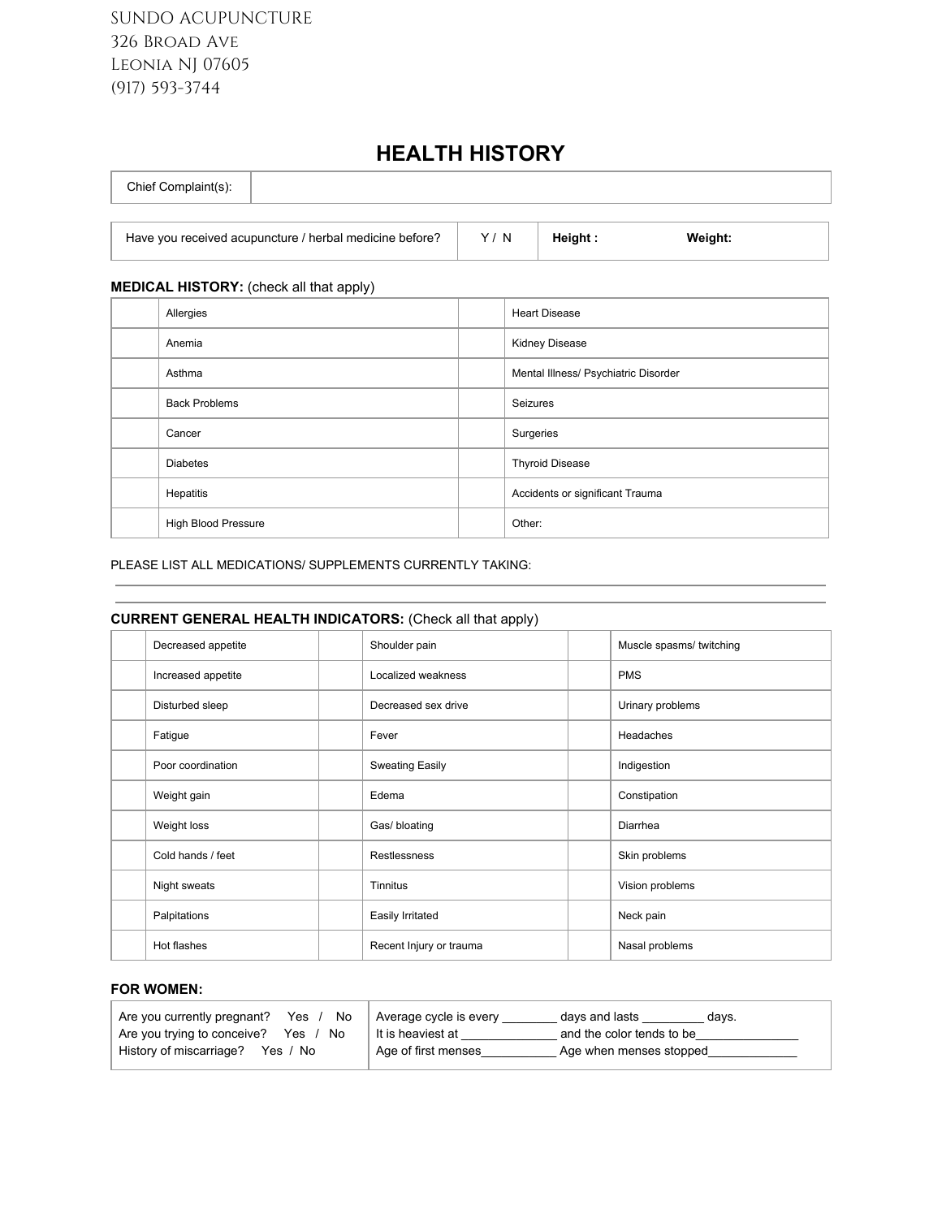SUNDO ACUPUNCTURE
326 Broad Ave
Leonia NJ 07605
(917) 593-3744

# HEALTH HISTORY

| Chief Complaint(s): | |
|---|---|

| Have you received acupuncture / herbal medicine before? | Y / N | **Height :** | **Weight:** |
|---|---|---|---|

**MEDICAL HISTORY:** (check all that apply)

| | | | |
|---|---|---|---|
| | Allergies | | Heart Disease |
| | Anemia | | Kidney Disease |
| | Asthma | | Mental Illness/ Psychiatric Disorder |
| | Back Problems | | Seizures |
| | Cancer | | Surgeries |
| | Diabetes | | Thyroid Disease |
| | Hepatitis | | Accidents or significant Trauma |
| | High Blood Pressure | | Other: |

PLEASE LIST ALL MEDICATIONS/ SUPPLEMENTS CURRENTLY TAKING:

______________________________________________________________________

______________________________________________________________________

**CURRENT GENERAL HEALTH INDICATORS:** (Check all that apply)

| | | | | | |
|---|---|---|---|---|---|
| | Decreased appetite | | Shoulder pain | | Muscle spasms/ twitching |
| | Increased appetite | | Localized weakness | | PMS |
| | Disturbed sleep | | Decreased sex drive | | Urinary problems |
| | Fatigue | | Fever | | Headaches |
| | Poor coordination | | Sweating Easily | | Indigestion |
| | Weight gain | | Edema | | Constipation |
| | Weight loss | | Gas/ bloating | | Diarrhea |
| | Cold hands / feet | | Restlessness | | Skin problems |
| | Night sweats | | Tinnitus | | Vision problems |
| | Palpitations | | Easily Irritated | | Neck pain |
| | Hot flashes | | Recent Injury or trauma | | Nasal problems |

**FOR WOMEN:**

| | |
|---|---|
| Are you currently pregnant? Yes / No<br>Are you trying to conceive? Yes / No<br>History of miscarriage? Yes / No | Average cycle is every ________ days and lasts _________ days.<br>It is heaviest at ______________ and the color tends to be_______________<br>Age of first menses___________ Age when menses stopped_____________ |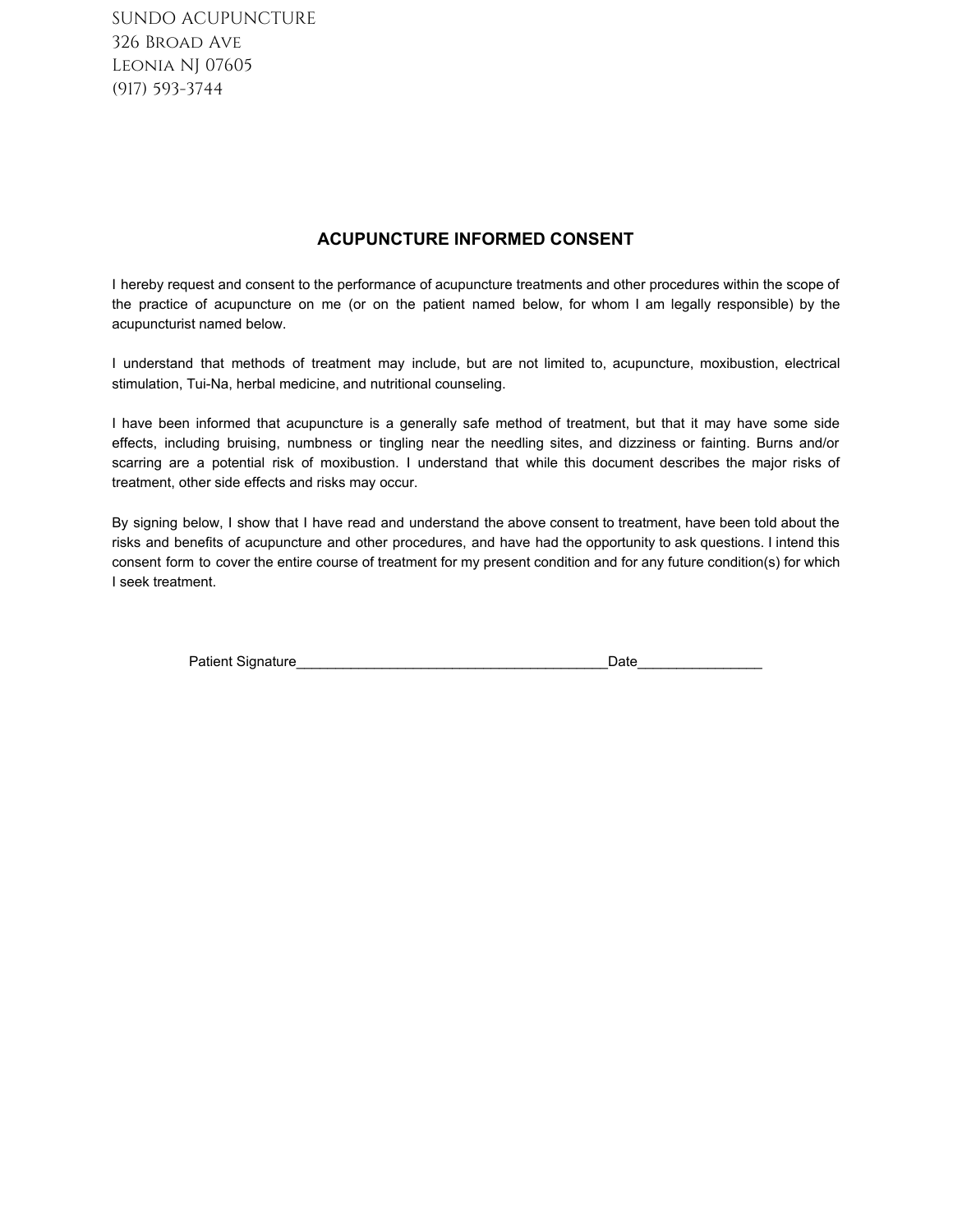SUNDO ACUPUNCTURE
326 Broad Ave
Leonia NJ 07605
(917) 593-3744

## ACUPUNCTURE INFORMED CONSENT

I hereby request and consent to the performance of acupuncture treatments and other procedures within the scope of the practice of acupuncture on me (or on the patient named below, for whom I am legally responsible) by the acupuncturist named below.

I understand that methods of treatment may include, but are not limited to, acupuncture, moxibustion, electrical stimulation, Tui-Na, herbal medicine, and nutritional counseling.

I have been informed that acupuncture is a generally safe method of treatment, but that it may have some side effects, including bruising, numbness or tingling near the needling sites, and dizziness or fainting. Burns and/or scarring are a potential risk of moxibustion. I understand that while this document describes the major risks of treatment, other side effects and risks may occur.

By signing below, I show that I have read and understand the above consent to treatment, have been told about the risks and benefits of acupuncture and other procedures, and have had the opportunity to ask questions. I intend this consent form to cover the entire course of treatment for my present condition and for any future condition(s) for which I seek treatment.

Patient Signature________________________________________Date________________